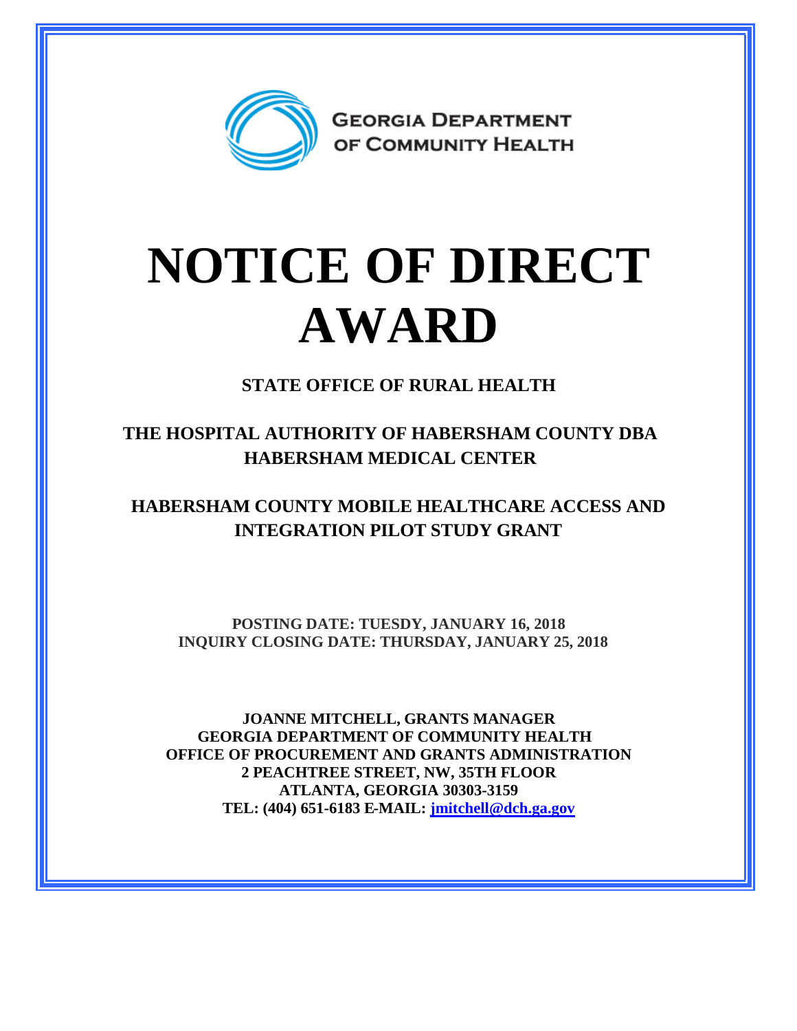GEORGIA DEPARTMENT OF COMMUNITY HEALTH

# NOTICE OF DIRECT AWARD

**STATE OFFICE OF RURAL HEALTH**

**THE HOSPITAL AUTHORITY OF HABERSHAM COUNTY DBA HABERSHAM MEDICAL CENTER**

**HABERSHAM COUNTY MOBILE HEALTHCARE ACCESS AND INTEGRATION PILOT STUDY GRANT**

**POSTING DATE: TUESDY, JANUARY 16, 2018**
**INQUIRY CLOSING DATE: THURSDAY, JANUARY 25, 2018**

**JOANNE MITCHELL, GRANTS MANAGER**
**GEORGIA DEPARTMENT OF COMMUNITY HEALTH**
**OFFICE OF PROCUREMENT AND GRANTS ADMINISTRATION**
**2 PEACHTREE STREET, NW, 35TH FLOOR**
**ATLANTA, GEORGIA 30303-3159**
**TEL: (404) 651-6183 E-MAIL: jmitchell@dch.ga.gov**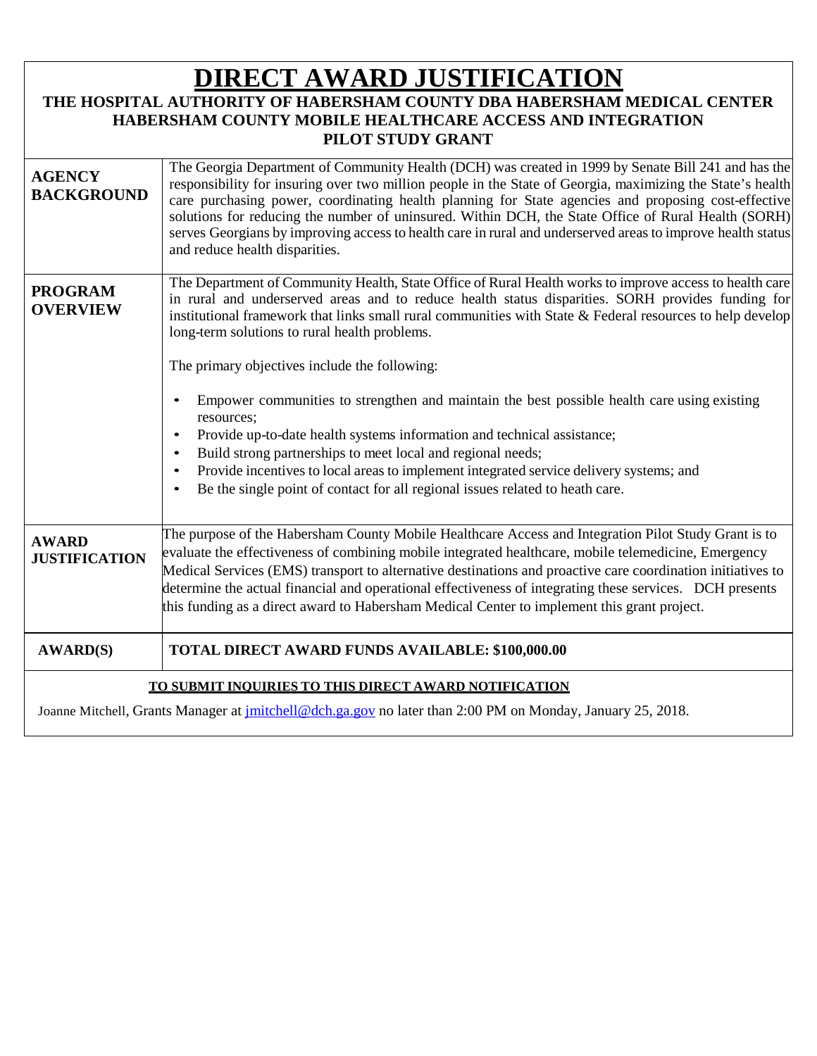# DIRECT AWARD JUSTIFICATION

## THE HOSPITAL AUTHORITY OF HABERSHAM COUNTY DBA HABERSHAM MEDICAL CENTER HABERSHAM COUNTY MOBILE HEALTHCARE ACCESS AND INTEGRATION PILOT STUDY GRANT

| | |
|---|---|
| **AGENCY BACKGROUND** | The Georgia Department of Community Health (DCH) was created in 1999 by Senate Bill 241 and has the responsibility for insuring over two million people in the State of Georgia, maximizing the State's health care purchasing power, coordinating health planning for State agencies and proposing cost-effective solutions for reducing the number of uninsured. Within DCH, the State Office of Rural Health (SORH) serves Georgians by improving access to health care in rural and underserved areas to improve health status and reduce health disparities. |
| **PROGRAM OVERVIEW** | The Department of Community Health, State Office of Rural Health works to improve access to health care in rural and underserved areas and to reduce health status disparities. SORH provides funding for institutional framework that links small rural communities with State & Federal resources to help develop long-term solutions to rural health problems.<br><br>The primary objectives include the following:<br><br>• Empower communities to strengthen and maintain the best possible health care using existing resources;<br>• Provide up-to-date health systems information and technical assistance;<br>• Build strong partnerships to meet local and regional needs;<br>• Provide incentives to local areas to implement integrated service delivery systems; and<br>• Be the single point of contact for all regional issues related to heath care. |
| **AWARD JUSTIFICATION** | The purpose of the Habersham County Mobile Healthcare Access and Integration Pilot Study Grant is to evaluate the effectiveness of combining mobile integrated healthcare, mobile telemedicine, Emergency Medical Services (EMS) transport to alternative destinations and proactive care coordination initiatives to determine the actual financial and operational effectiveness of integrating these services. DCH presents this funding as a direct award to Habersham Medical Center to implement this grant project. |
| **AWARD(S)** | **TOTAL DIRECT AWARD FUNDS AVAILABLE: $100,000.00** |

**TO SUBMIT INQUIRIES TO THIS DIRECT AWARD NOTIFICATION**

Joanne Mitchell, Grants Manager at jmitchell@dch.ga.gov no later than 2:00 PM on Monday, January 25, 2018.